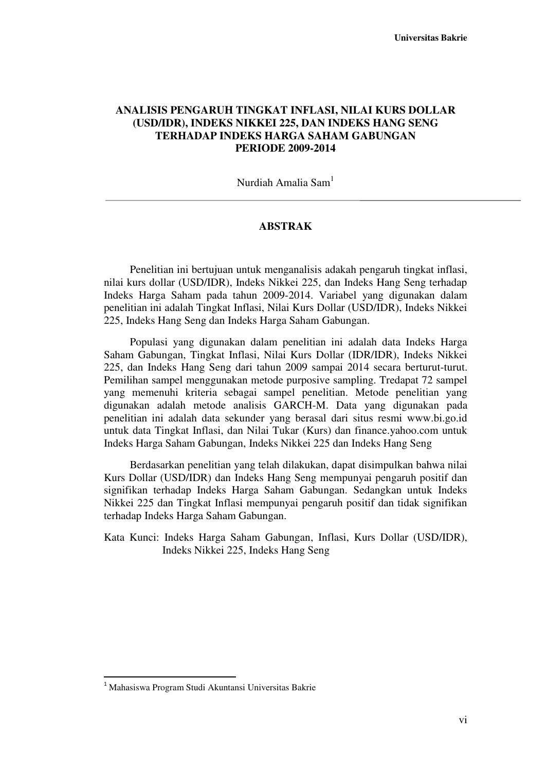# ANALISIS PENGARUH TINGKAT INFLASI, NILAI KURS DOLLAR (USD/IDR), INDEKS NIKKEI 225, DAN INDEKS HANG SENG TERHADAP INDEKS HARGA SAHAM GABUNGAN PERIODE 2009-2014

Nurdiah Amalia Sam[1]

## ABSTRAK

Penelitian ini bertujuan untuk menganalisis adakah pengaruh tingkat inflasi, nilai kurs dollar (USD/IDR), Indeks Nikkei 225, dan Indeks Hang Seng terhadap Indeks Harga Saham pada tahun 2009-2014. Variabel yang digunakan dalam penelitian ini adalah Tingkat Inflasi, Nilai Kurs Dollar (USD/IDR), Indeks Nikkei 225, Indeks Hang Seng dan Indeks Harga Saham Gabungan.

Populasi yang digunakan dalam penelitian ini adalah data Indeks Harga Saham Gabungan, Tingkat Inflasi, Nilai Kurs Dollar (IDR/IDR), Indeks Nikkei 225, dan Indeks Hang Seng dari tahun 2009 sampai 2014 secara berturut-turut. Pemilihan sampel menggunakan metode purposive sampling. Tredapat 72 sampel yang memenuhi kriteria sebagai sampel penelitian. Metode penelitian yang digunakan adalah metode analisis GARCH-M. Data yang digunakan pada penelitian ini adalah data sekunder yang berasal dari situs resmi www.bi.go.id untuk data Tingkat Inflasi, dan Nilai Tukar (Kurs) dan finance.yahoo.com untuk Indeks Harga Saham Gabungan, Indeks Nikkei 225 dan Indeks Hang Seng

Berdasarkan penelitian yang telah dilakukan, dapat disimpulkan bahwa nilai Kurs Dollar (USD/IDR) dan Indeks Hang Seng mempunyai pengaruh positif dan signifikan terhadap Indeks Harga Saham Gabungan. Sedangkan untuk Indeks Nikkei 225 dan Tingkat Inflasi mempunyai pengaruh positif dan tidak signifikan terhadap Indeks Harga Saham Gabungan.

Kata Kunci: Indeks Harga Saham Gabungan, Inflasi, Kurs Dollar (USD/IDR), Indeks Nikkei 225, Indeks Hang Seng

---

[1] Mahasiswa Program Studi Akuntansi Universitas Bakrie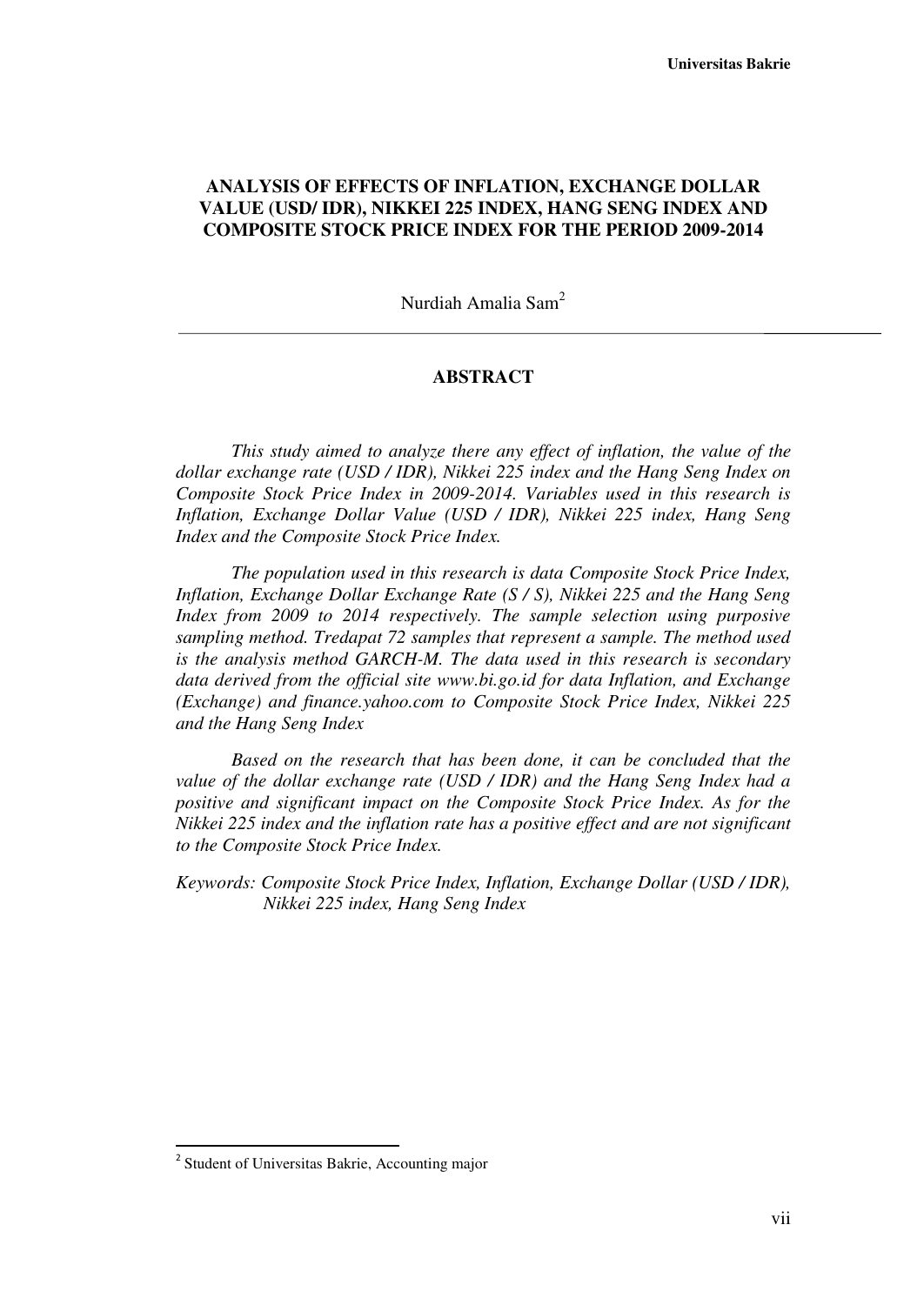# ANALYSIS OF EFFECTS OF INFLATION, EXCHANGE DOLLAR VALUE (USD/ IDR), NIKKEI 225 INDEX, HANG SENG INDEX AND COMPOSITE STOCK PRICE INDEX FOR THE PERIOD 2009-2014

Nurdiah Amalia Sam[2]

## ABSTRACT

*This study aimed to analyze there any effect of inflation, the value of the dollar exchange rate (USD / IDR), Nikkei 225 index and the Hang Seng Index on Composite Stock Price Index in 2009-2014. Variables used in this research is Inflation, Exchange Dollar Value (USD / IDR), Nikkei 225 index, Hang Seng Index and the Composite Stock Price Index.*

*The population used in this research is data Composite Stock Price Index, Inflation, Exchange Dollar Exchange Rate (S / S), Nikkei 225 and the Hang Seng Index from 2009 to 2014 respectively. The sample selection using purposive sampling method. Tredapat 72 samples that represent a sample. The method used is the analysis method GARCH-M. The data used in this research is secondary data derived from the official site www.bi.go.id for data Inflation, and Exchange (Exchange) and finance.yahoo.com to Composite Stock Price Index, Nikkei 225 and the Hang Seng Index*

*Based on the research that has been done, it can be concluded that the value of the dollar exchange rate (USD / IDR) and the Hang Seng Index had a positive and significant impact on the Composite Stock Price Index. As for the Nikkei 225 index and the inflation rate has a positive effect and are not significant to the Composite Stock Price Index.*

*Keywords: Composite Stock Price Index, Inflation, Exchange Dollar (USD / IDR), Nikkei 225 index, Hang Seng Index*

[2] Student of Universitas Bakrie, Accounting major